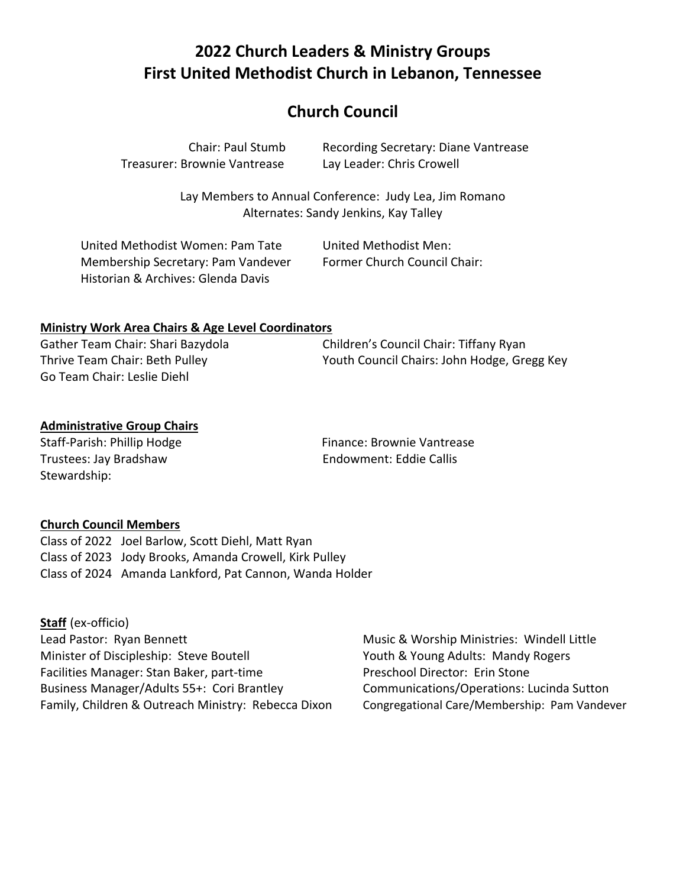# 2022 Church Leaders & Ministry Groups
# First United Methodist Church in Lebanon, Tennessee

## Church Council

Chair: Paul Stumb
Recording Secretary: Diane Vantrease
Treasurer: Brownie Vantrease
Lay Leader: Chris Crowell

Lay Members to Annual Conference: Judy Lea, Jim Romano
Alternates: Sandy Jenkins, Kay Talley

United Methodist Women: Pam Tate
United Methodist Men:
Membership Secretary: Pam Vandever
Former Church Council Chair:
Historian & Archives: Glenda Davis

**Ministry Work Area Chairs & Age Level Coordinators**

Gather Team Chair: Shari Bazydola
Thrive Team Chair: Beth Pulley
Go Team Chair: Leslie Diehl
Children's Council Chair: Tiffany Ryan
Youth Council Chairs: John Hodge, Gregg Key

**Administrative Group Chairs**

Staff-Parish: Phillip Hodge
Trustees: Jay Bradshaw
Stewardship:
Finance: Brownie Vantrease
Endowment: Eddie Callis

**Church Council Members**

Class of 2022 Joel Barlow, Scott Diehl, Matt Ryan
Class of 2023 Jody Brooks, Amanda Crowell, Kirk Pulley
Class of 2024 Amanda Lankford, Pat Cannon, Wanda Holder

**Staff** (ex-officio)

Lead Pastor: Ryan Bennett
Minister of Discipleship: Steve Boutell
Facilities Manager: Stan Baker, part-time
Business Manager/Adults 55+: Cori Brantley
Family, Children & Outreach Ministry: Rebecca Dixon
Music & Worship Ministries: Windell Little
Youth & Young Adults: Mandy Rogers
Preschool Director: Erin Stone
Communications/Operations: Lucinda Sutton
Congregational Care/Membership: Pam Vandever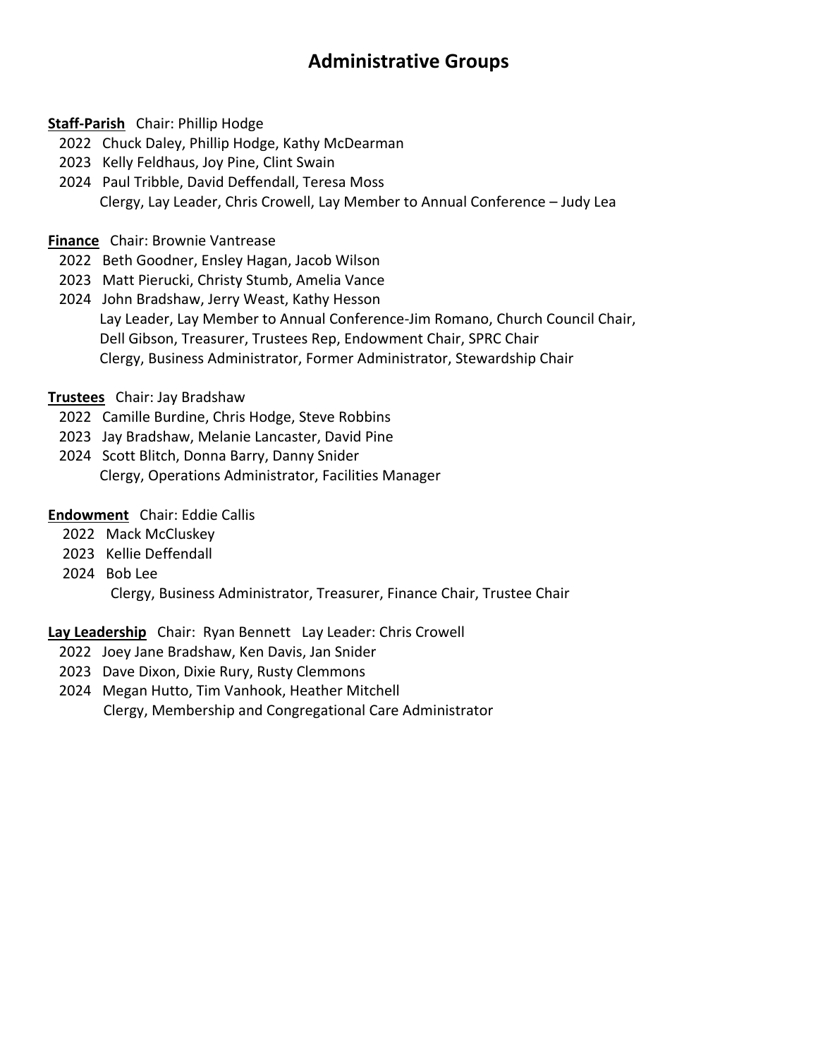# Administrative Groups

**Staff-Parish** Chair: Phillip Hodge

2022 Chuck Daley, Phillip Hodge, Kathy McDearman
2023 Kelly Feldhaus, Joy Pine, Clint Swain
2024 Paul Tribble, David Deffendall, Teresa Moss
Clergy, Lay Leader, Chris Crowell, Lay Member to Annual Conference – Judy Lea

**Finance** Chair: Brownie Vantrease

2022 Beth Goodner, Ensley Hagan, Jacob Wilson
2023 Matt Pierucki, Christy Stumb, Amelia Vance
2024 John Bradshaw, Jerry Weast, Kathy Hesson
Lay Leader, Lay Member to Annual Conference-Jim Romano, Church Council Chair,
Dell Gibson, Treasurer, Trustees Rep, Endowment Chair, SPRC Chair
Clergy, Business Administrator, Former Administrator, Stewardship Chair

**Trustees** Chair: Jay Bradshaw

2022 Camille Burdine, Chris Hodge, Steve Robbins
2023 Jay Bradshaw, Melanie Lancaster, David Pine
2024 Scott Blitch, Donna Barry, Danny Snider
Clergy, Operations Administrator, Facilities Manager

**Endowment** Chair: Eddie Callis

2022 Mack McCluskey
2023 Kellie Deffendall
2024 Bob Lee
Clergy, Business Administrator, Treasurer, Finance Chair, Trustee Chair

**Lay Leadership** Chair: Ryan Bennett Lay Leader: Chris Crowell

2022 Joey Jane Bradshaw, Ken Davis, Jan Snider
2023 Dave Dixon, Dixie Rury, Rusty Clemmons
2024 Megan Hutto, Tim Vanhook, Heather Mitchell
Clergy, Membership and Congregational Care Administrator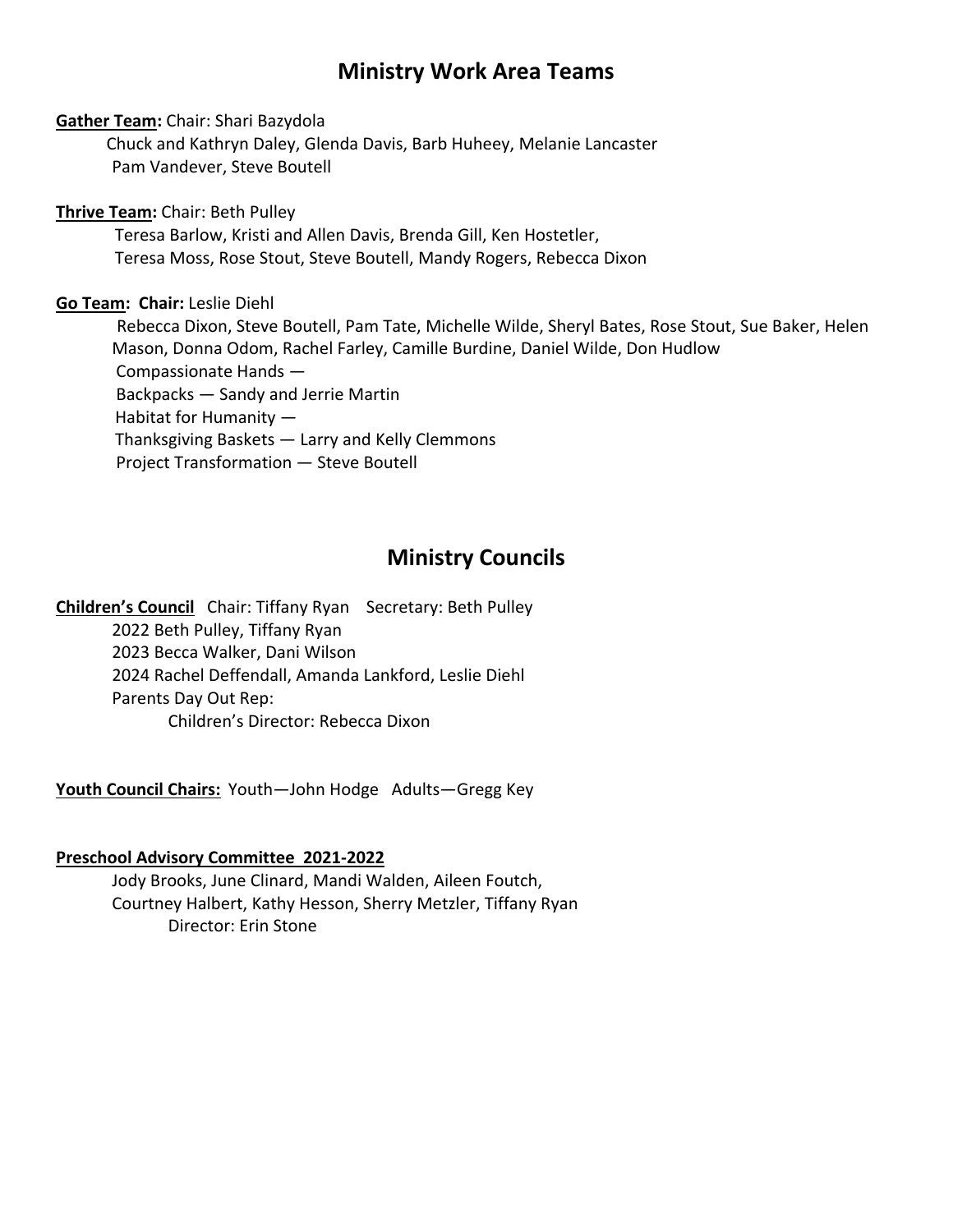# Ministry Work Area Teams

**Gather Team:** Chair: Shari Bazydola
Chuck and Kathryn Daley, Glenda Davis, Barb Huheey, Melanie Lancaster
Pam Vandever, Steve Boutell

**Thrive Team:** Chair: Beth Pulley
Teresa Barlow, Kristi and Allen Davis, Brenda Gill, Ken Hostetler,
Teresa Moss, Rose Stout, Steve Boutell, Mandy Rogers, Rebecca Dixon

**Go Team: Chair:** Leslie Diehl
Rebecca Dixon, Steve Boutell, Pam Tate, Michelle Wilde, Sheryl Bates, Rose Stout, Sue Baker, Helen Mason, Donna Odom, Rachel Farley, Camille Burdine, Daniel Wilde, Don Hudlow
Compassionate Hands —
Backpacks — Sandy and Jerrie Martin
Habitat for Humanity —
Thanksgiving Baskets — Larry and Kelly Clemmons
Project Transformation — Steve Boutell

# Ministry Councils

**Children's Council** Chair: Tiffany Ryan Secretary: Beth Pulley
2022 Beth Pulley, Tiffany Ryan
2023 Becca Walker, Dani Wilson
2024 Rachel Deffendall, Amanda Lankford, Leslie Diehl
Parents Day Out Rep:
Children's Director: Rebecca Dixon

**Youth Council Chairs:** Youth—John Hodge Adults—Gregg Key

**Preschool Advisory Committee 2021-2022**
Jody Brooks, June Clinard, Mandi Walden, Aileen Foutch,
Courtney Halbert, Kathy Hesson, Sherry Metzler, Tiffany Ryan
Director: Erin Stone